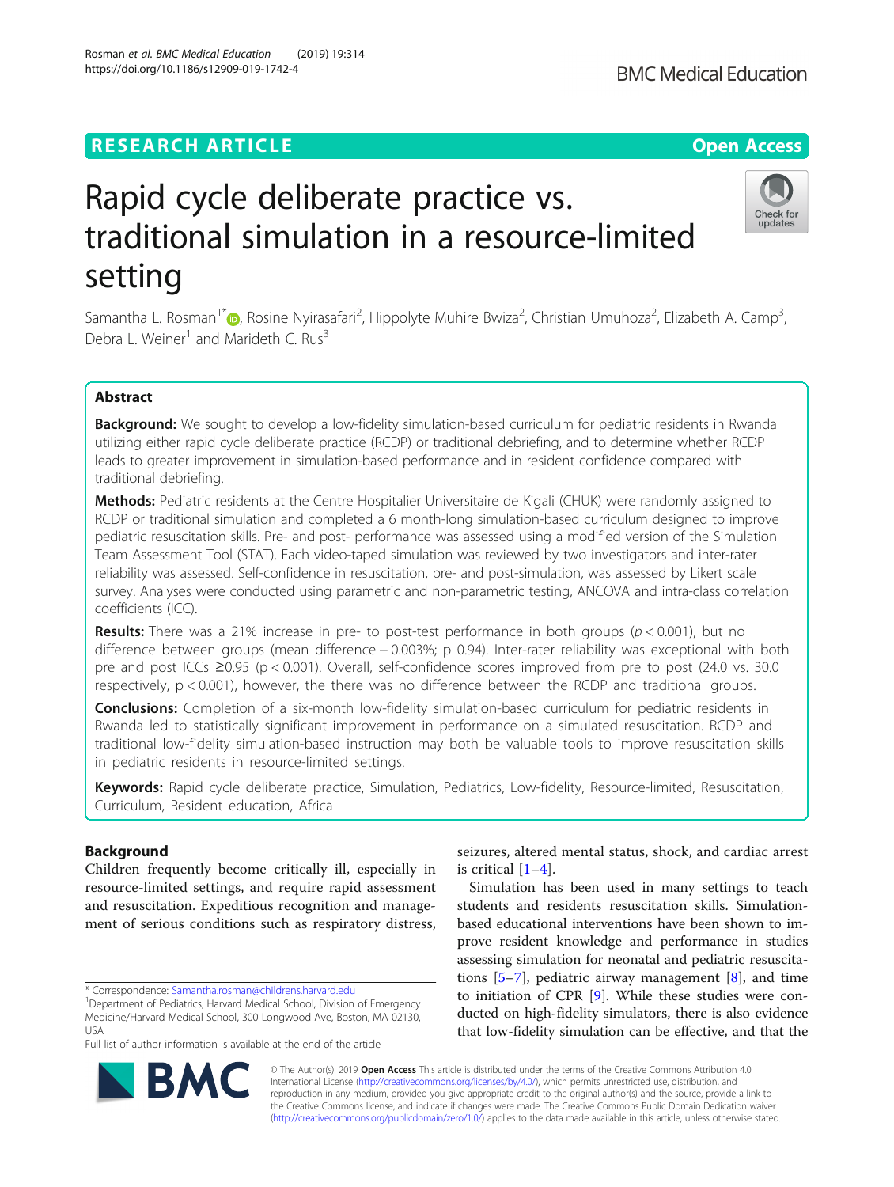RESEARCH ARTICLE

Open Access

# Rapid cycle deliberate practice vs. traditional simulation in a resource-limited setting

Samantha L. Rosman[1*], Rosine Nyirasafari[2], Hippolyte Muhire Bwiza[2], Christian Umuhoza[2], Elizabeth A. Camp[3], Debra L. Weiner[1] and Marideth C. Rus[3]

## Abstract

**Background:** We sought to develop a low-fidelity simulation-based curriculum for pediatric residents in Rwanda utilizing either rapid cycle deliberate practice (RCDP) or traditional debriefing, and to determine whether RCDP leads to greater improvement in simulation-based performance and in resident confidence compared with traditional debriefing.

**Methods:** Pediatric residents at the Centre Hospitalier Universitaire de Kigali (CHUK) were randomly assigned to RCDP or traditional simulation and completed a 6 month-long simulation-based curriculum designed to improve pediatric resuscitation skills. Pre- and post- performance was assessed using a modified version of the Simulation Team Assessment Tool (STAT). Each video-taped simulation was reviewed by two investigators and inter-rater reliability was assessed. Self-confidence in resuscitation, pre- and post-simulation, was assessed by Likert scale survey. Analyses were conducted using parametric and non-parametric testing, ANCOVA and intra-class correlation coefficients (ICC).

**Results:** There was a 21% increase in pre- to post-test performance in both groups ($p < 0.001$), but no difference between groups (mean difference – 0.003%; p 0.94). Inter-rater reliability was exceptional with both pre and post ICCs ≥0.95 ($p < 0.001$). Overall, self-confidence scores improved from pre to post (24.0 vs. 30.0 respectively, $p < 0.001$), however, the there was no difference between the RCDP and traditional groups.

**Conclusions:** Completion of a six-month low-fidelity simulation-based curriculum for pediatric residents in Rwanda led to statistically significant improvement in performance on a simulated resuscitation. RCDP and traditional low-fidelity simulation-based instruction may both be valuable tools to improve resuscitation skills in pediatric residents in resource-limited settings.

**Keywords:** Rapid cycle deliberate practice, Simulation, Pediatrics, Low-fidelity, Resource-limited, Resuscitation, Curriculum, Resident education, Africa

## Background

Children frequently become critically ill, especially in resource-limited settings, and require rapid assessment and resuscitation. Expeditious recognition and management of serious conditions such as respiratory distress, seizures, altered mental status, shock, and cardiac arrest is critical [1–4].

Simulation has been used in many settings to teach students and residents resuscitation skills. Simulation-based educational interventions have been shown to improve resident knowledge and performance in studies assessing simulation for neonatal and pediatric resuscitations [5–7], pediatric airway management [8], and time to initiation of CPR [9]. While these studies were conducted on high-fidelity simulators, there is also evidence that low-fidelity simulation can be effective, and that the

* Correspondence: Samantha.rosman@childrens.harvard.edu
[1]Department of Pediatrics, Harvard Medical School, Division of Emergency Medicine/Harvard Medical School, 300 Longwood Ave, Boston, MA 02130, USA
Full list of author information is available at the end of the article

© The Author(s). 2019 **Open Access** This article is distributed under the terms of the Creative Commons Attribution 4.0 International License (http://creativecommons.org/licenses/by/4.0/), which permits unrestricted use, distribution, and reproduction in any medium, provided you give appropriate credit to the original author(s) and the source, provide a link to the Creative Commons license, and indicate if changes were made. The Creative Commons Public Domain Dedication waiver (http://creativecommons.org/publicdomain/zero/1.0/) applies to the data made available in this article, unless otherwise stated.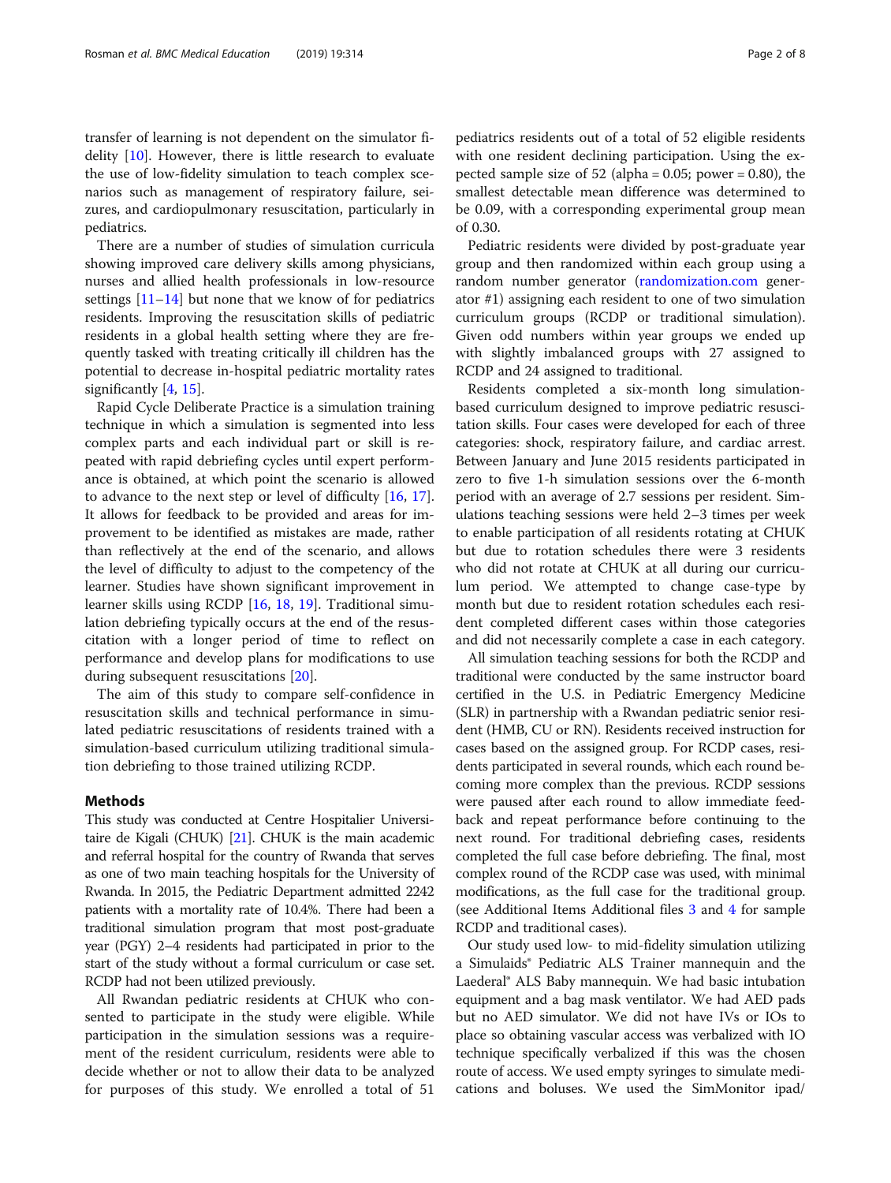transfer of learning is not dependent on the simulator fidelity [10]. However, there is little research to evaluate the use of low-fidelity simulation to teach complex scenarios such as management of respiratory failure, seizures, and cardiopulmonary resuscitation, particularly in pediatrics.

There are a number of studies of simulation curricula showing improved care delivery skills among physicians, nurses and allied health professionals in low-resource settings [11–14] but none that we know of for pediatrics residents. Improving the resuscitation skills of pediatric residents in a global health setting where they are frequently tasked with treating critically ill children has the potential to decrease in-hospital pediatric mortality rates significantly [4, 15].

Rapid Cycle Deliberate Practice is a simulation training technique in which a simulation is segmented into less complex parts and each individual part or skill is repeated with rapid debriefing cycles until expert performance is obtained, at which point the scenario is allowed to advance to the next step or level of difficulty [16, 17]. It allows for feedback to be provided and areas for improvement to be identified as mistakes are made, rather than reflectively at the end of the scenario, and allows the level of difficulty to adjust to the competency of the learner. Studies have shown significant improvement in learner skills using RCDP [16, 18, 19]. Traditional simulation debriefing typically occurs at the end of the resuscitation with a longer period of time to reflect on performance and develop plans for modifications to use during subsequent resuscitations [20].

The aim of this study to compare self-confidence in resuscitation skills and technical performance in simulated pediatric resuscitations of residents trained with a simulation-based curriculum utilizing traditional simulation debriefing to those trained utilizing RCDP.

## Methods

This study was conducted at Centre Hospitalier Universitaire de Kigali (CHUK) [21]. CHUK is the main academic and referral hospital for the country of Rwanda that serves as one of two main teaching hospitals for the University of Rwanda. In 2015, the Pediatric Department admitted 2242 patients with a mortality rate of 10.4%. There had been a traditional simulation program that most post-graduate year (PGY) 2–4 residents had participated in prior to the start of the study without a formal curriculum or case set. RCDP had not been utilized previously.

All Rwandan pediatric residents at CHUK who consented to participate in the study were eligible. While participation in the simulation sessions was a requirement of the resident curriculum, residents were able to decide whether or not to allow their data to be analyzed for purposes of this study. We enrolled a total of 51 pediatrics residents out of a total of 52 eligible residents with one resident declining participation. Using the expected sample size of 52 (alpha = 0.05; power = 0.80), the smallest detectable mean difference was determined to be 0.09, with a corresponding experimental group mean of 0.30.

Pediatric residents were divided by post-graduate year group and then randomized within each group using a random number generator (randomization.com generator #1) assigning each resident to one of two simulation curriculum groups (RCDP or traditional simulation). Given odd numbers within year groups we ended up with slightly imbalanced groups with 27 assigned to RCDP and 24 assigned to traditional.

Residents completed a six-month long simulation-based curriculum designed to improve pediatric resuscitation skills. Four cases were developed for each of three categories: shock, respiratory failure, and cardiac arrest. Between January and June 2015 residents participated in zero to five 1-h simulation sessions over the 6-month period with an average of 2.7 sessions per resident. Simulations teaching sessions were held 2–3 times per week to enable participation of all residents rotating at CHUK but due to rotation schedules there were 3 residents who did not rotate at CHUK at all during our curriculum period. We attempted to change case-type by month but due to resident rotation schedules each resident completed different cases within those categories and did not necessarily complete a case in each category.

All simulation teaching sessions for both the RCDP and traditional were conducted by the same instructor board certified in the U.S. in Pediatric Emergency Medicine (SLR) in partnership with a Rwandan pediatric senior resident (HMB, CU or RN). Residents received instruction for cases based on the assigned group. For RCDP cases, residents participated in several rounds, which each round becoming more complex than the previous. RCDP sessions were paused after each round to allow immediate feedback and repeat performance before continuing to the next round. For traditional debriefing cases, residents completed the full case before debriefing. The final, most complex round of the RCDP case was used, with minimal modifications, as the full case for the traditional group. (see Additional Items Additional files 3 and 4 for sample RCDP and traditional cases).

Our study used low- to mid-fidelity simulation utilizing a Simulaids® Pediatric ALS Trainer mannequin and the Laederal® ALS Baby mannequin. We had basic intubation equipment and a bag mask ventilator. We had AED pads but no AED simulator. We did not have IVs or IOs to place so obtaining vascular access was verbalized with IO technique specifically verbalized if this was the chosen route of access. We used empty syringes to simulate medications and boluses. We used the SimMonitor ipad/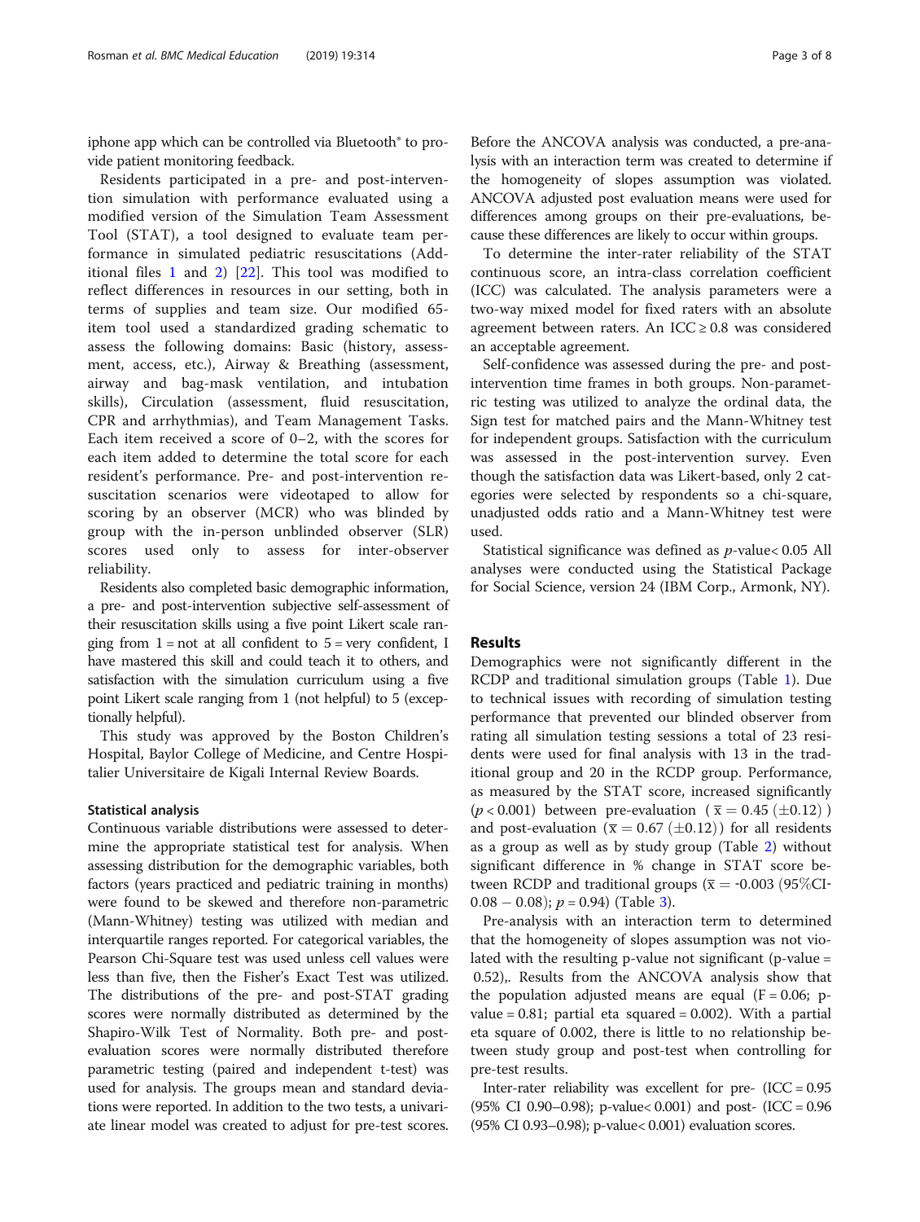iphone app which can be controlled via Bluetooth® to provide patient monitoring feedback.

Residents participated in a pre- and post-intervention simulation with performance evaluated using a modified version of the Simulation Team Assessment Tool (STAT), a tool designed to evaluate team performance in simulated pediatric resuscitations (Additional files 1 and 2) [22]. This tool was modified to reflect differences in resources in our setting, both in terms of supplies and team size. Our modified 65-item tool used a standardized grading schematic to assess the following domains: Basic (history, assessment, access, etc.), Airway & Breathing (assessment, airway and bag-mask ventilation, and intubation skills), Circulation (assessment, fluid resuscitation, CPR and arrhythmias), and Team Management Tasks. Each item received a score of 0–2, with the scores for each item added to determine the total score for each resident's performance. Pre- and post-intervention resuscitation scenarios were videotaped to allow for scoring by an observer (MCR) who was blinded by group with the in-person unblinded observer (SLR) scores used only to assess for inter-observer reliability.

Residents also completed basic demographic information, a pre- and post-intervention subjective self-assessment of their resuscitation skills using a five point Likert scale ranging from 1 = not at all confident to 5 = very confident, I have mastered this skill and could teach it to others, and satisfaction with the simulation curriculum using a five point Likert scale ranging from 1 (not helpful) to 5 (exceptionally helpful).

This study was approved by the Boston Children's Hospital, Baylor College of Medicine, and Centre Hospitalier Universitaire de Kigali Internal Review Boards.

### Statistical analysis

Continuous variable distributions were assessed to determine the appropriate statistical test for analysis. When assessing distribution for the demographic variables, both factors (years practiced and pediatric training in months) were found to be skewed and therefore non-parametric (Mann-Whitney) testing was utilized with median and interquartile ranges reported. For categorical variables, the Pearson Chi-Square test was used unless cell values were less than five, then the Fisher's Exact Test was utilized. The distributions of the pre- and post-STAT grading scores were normally distributed as determined by the Shapiro-Wilk Test of Normality. Both pre- and post-evaluation scores were normally distributed therefore parametric testing (paired and independent t-test) was used for analysis. The groups mean and standard deviations were reported. In addition to the two tests, a univariate linear model was created to adjust for pre-test scores. Before the ANCOVA analysis was conducted, a pre-analysis with an interaction term was created to determine if the homogeneity of slopes assumption was violated. ANCOVA adjusted post evaluation means were used for differences among groups on their pre-evaluations, because these differences are likely to occur within groups.

To determine the inter-rater reliability of the STAT continuous score, an intra-class correlation coefficient (ICC) was calculated. The analysis parameters were a two-way mixed model for fixed raters with an absolute agreement between raters. An ICC ≥ 0.8 was considered an acceptable agreement.

Self-confidence was assessed during the pre- and post-intervention time frames in both groups. Non-parametric testing was utilized to analyze the ordinal data, the Sign test for matched pairs and the Mann-Whitney test for independent groups. Satisfaction with the curriculum was assessed in the post-intervention survey. Even though the satisfaction data was Likert-based, only 2 categories were selected by respondents so a chi-square, unadjusted odds ratio and a Mann-Whitney test were used.

Statistical significance was defined as $p$-value< 0.05 All analyses were conducted using the Statistical Package for Social Science, version 24 (IBM Corp., Armonk, NY).

## Results

Demographics were not significantly different in the RCDP and traditional simulation groups (Table 1). Due to technical issues with recording of simulation testing performance that prevented our blinded observer from rating all simulation testing sessions a total of 23 residents were used for final analysis with 13 in the traditional group and 20 in the RCDP group. Performance, as measured by the STAT score, increased significantly ($p < 0.001$) between pre-evaluation ($\overline{x} = 0.45\ (\pm 0.12)$) and post-evaluation ($\overline{x} = 0.67\ (\pm 0.12)$) for all residents as a group as well as by study group (Table 2) without significant difference in % change in STAT score between RCDP and traditional groups ($\overline{x} =$ -0.003 (95%CI-0.08 − 0.08); $p = 0.94$) (Table 3).

Pre-analysis with an interaction term to determined that the homogeneity of slopes assumption was not violated with the resulting p-value not significant (p-value = 0.52),. Results from the ANCOVA analysis show that the population adjusted means are equal (F = 0.06; p-value = 0.81; partial eta squared = 0.002). With a partial eta square of 0.002, there is little to no relationship between study group and post-test when controlling for pre-test results.

Inter-rater reliability was excellent for pre- (ICC = 0.95 (95% CI 0.90–0.98); p-value< 0.001) and post- (ICC = 0.96 (95% CI 0.93–0.98); p-value< 0.001) evaluation scores.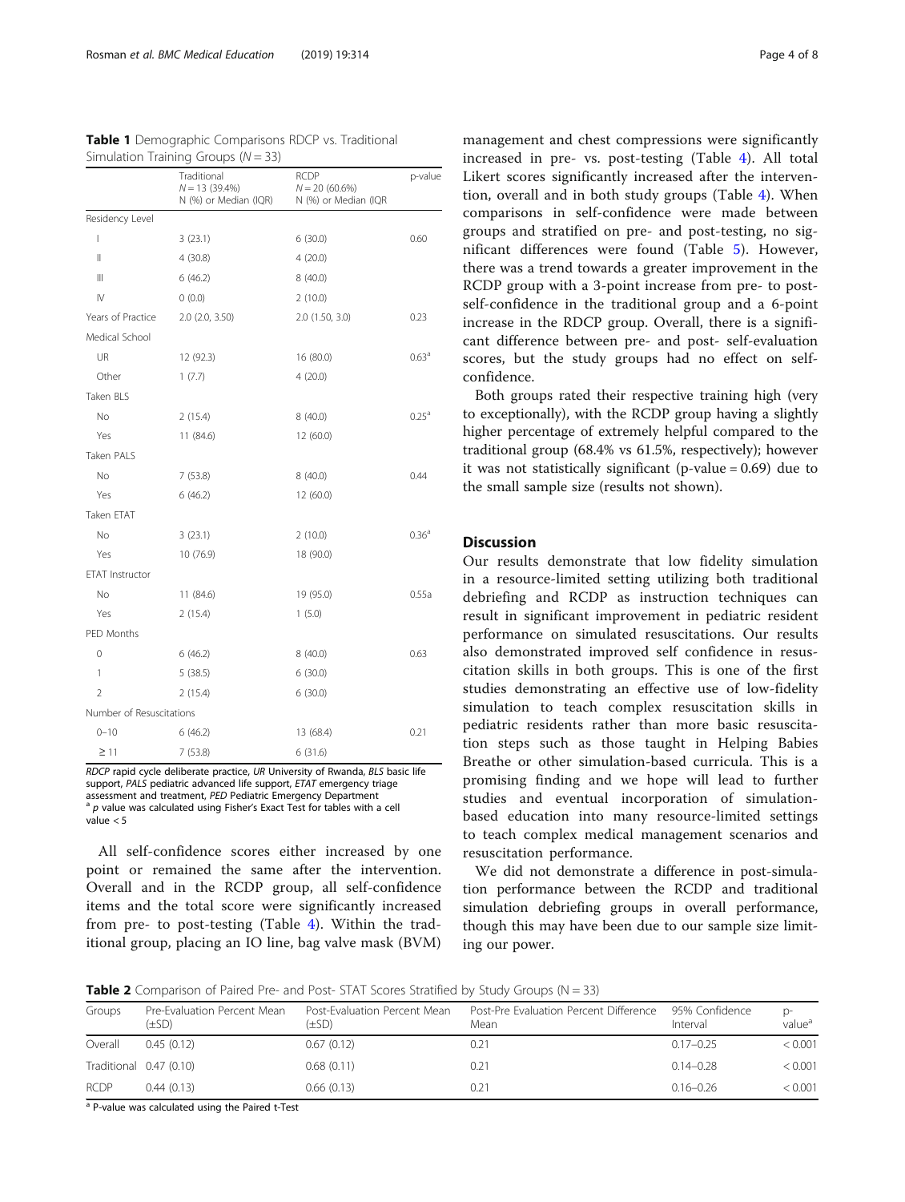**Table 1** Demographic Comparisons RDCP vs. Traditional Simulation Training Groups ($N = 33$)

| | Traditional $N = 13$ (39.4%) N (%) or Median (IQR) | RCDP $N = 20$ (60.6%) N (%) or Median (IQR | p-value |
|---|---|---|---|
| Residency Level | | | |
| I | 3 (23.1) | 6 (30.0) | 0.60 |
| II | 4 (30.8) | 4 (20.0) | |
| III | 6 (46.2) | 8 (40.0) | |
| IV | 0 (0.0) | 2 (10.0) | |
| Years of Practice | 2.0 (2.0, 3.50) | 2.0 (1.50, 3.0) | 0.23 |
| Medical School | | | |
| UR | 12 (92.3) | 16 (80.0) | 0.63[a] |
| Other | 1 (7.7) | 4 (20.0) | |
| Taken BLS | | | |
| No | 2 (15.4) | 8 (40.0) | 0.25[a] |
| Yes | 11 (84.6) | 12 (60.0) | |
| Taken PALS | | | |
| No | 7 (53.8) | 8 (40.0) | 0.44 |
| Yes | 6 (46.2) | 12 (60.0) | |
| Taken ETAT | | | |
| No | 3 (23.1) | 2 (10.0) | 0.36[a] |
| Yes | 10 (76.9) | 18 (90.0) | |
| ETAT Instructor | | | |
| No | 11 (84.6) | 19 (95.0) | 0.55a |
| Yes | 2 (15.4) | 1 (5.0) | |
| PED Months | | | |
| 0 | 6 (46.2) | 8 (40.0) | 0.63 |
| 1 | 5 (38.5) | 6 (30.0) | |
| 2 | 2 (15.4) | 6 (30.0) | |
| Number of Resuscitations | | | |
| 0–10 | 6 (46.2) | 13 (68.4) | 0.21 |
| ≥ 11 | 7 (53.8) | 6 (31.6) | |

*RDCP* rapid cycle deliberate practice, *UR* University of Rwanda, *BLS* basic life support, *PALS* pediatric advanced life support, *ETAT* emergency triage assessment and treatment, *PED* Pediatric Emergency Department
[a] *p* value was calculated using Fisher's Exact Test for tables with a cell value < 5

All self-confidence scores either increased by one point or remained the same after the intervention. Overall and in the RCDP group, all self-confidence items and the total score were significantly increased from pre- to post-testing (Table 4). Within the traditional group, placing an IO line, bag valve mask (BVM) management and chest compressions were significantly increased in pre- vs. post-testing (Table 4). All total Likert scores significantly increased after the intervention, overall and in both study groups (Table 4). When comparisons in self-confidence were made between groups and stratified on pre- and post-testing, no significant differences were found (Table 5). However, there was a trend towards a greater improvement in the RCDP group with a 3-point increase from pre- to post-self-confidence in the traditional group and a 6-point increase in the RCDP group. Overall, there is a significant difference between pre- and post- self-evaluation scores, but the study groups had no effect on self-confidence.

Both groups rated their respective training high (very to exceptionally), with the RCDP group having a slightly higher percentage of extremely helpful compared to the traditional group (68.4% vs 61.5%, respectively); however it was not statistically significant (p-value = 0.69) due to the small sample size (results not shown).

## Discussion

Our results demonstrate that low fidelity simulation in a resource-limited setting utilizing both traditional debriefing and RCDP as instruction techniques can result in significant improvement in pediatric resident performance on simulated resuscitations. Our results also demonstrated improved self confidence in resuscitation skills in both groups. This is one of the first studies demonstrating an effective use of low-fidelity simulation to teach complex resuscitation skills in pediatric residents rather than more basic resuscitation steps such as those taught in Helping Babies Breathe or other simulation-based curricula. This is a promising finding and we hope will lead to further studies and eventual incorporation of simulation-based education into many resource-limited settings to teach complex medical management scenarios and resuscitation performance.

We did not demonstrate a difference in post-simulation performance between the RCDP and traditional simulation debriefing groups in overall performance, though this may have been due to our sample size limiting our power.

**Table 2** Comparison of Paired Pre- and Post- STAT Scores Stratified by Study Groups (N = 33)

| Groups | Pre-Evaluation Percent Mean (±SD) | Post-Evaluation Percent Mean (±SD) | Post-Pre Evaluation Percent Difference Mean | 95% Confidence Interval | p-value[a] |
|---|---|---|---|---|---|
| Overall | 0.45 (0.12) | 0.67 (0.12) | 0.21 | 0.17–0.25 | < 0.001 |
| Traditional | 0.47 (0.10) | 0.68 (0.11) | 0.21 | 0.14–0.28 | < 0.001 |
| RCDP | 0.44 (0.13) | 0.66 (0.13) | 0.21 | 0.16–0.26 | < 0.001 |

[a] P-value was calculated using the Paired t-Test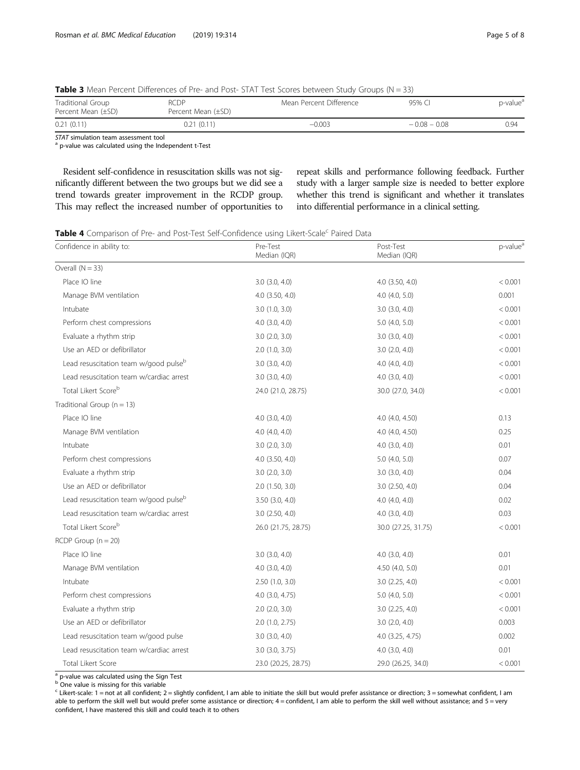**Table 3** Mean Percent Differences of Pre- and Post- STAT Test Scores between Study Groups (N = 33)

| Traditional Group Percent Mean (±SD) | RCDP Percent Mean (±SD) | Mean Percent Difference | 95% CI | p-value[a] |
|---|---|---|---|---|
| 0.21 (0.11) | 0.21 (0.11) | −0.003 | − 0.08 – 0.08 | 0.94 |

*STAT* simulation team assessment tool
[a] p-value was calculated using the Independent t-Test

Resident self-confidence in resuscitation skills was not significantly different between the two groups but we did see a trend towards greater improvement in the RCDP group. This may reflect the increased number of opportunities to repeat skills and performance following feedback. Further study with a larger sample size is needed to better explore whether this trend is significant and whether it translates into differential performance in a clinical setting.

**Table 4** Comparison of Pre- and Post-Test Self-Confidence using Likert-Scale[c] Paired Data

| Confidence in ability to: | Pre-Test Median (IQR) | Post-Test Median (IQR) | p-value[a] |
|---|---|---|---|
| Overall (N = 33) | | | |
| Place IO line | 3.0 (3.0, 4.0) | 4.0 (3.50, 4.0) | < 0.001 |
| Manage BVM ventilation | 4.0 (3.50, 4.0) | 4.0 (4.0, 5.0) | 0.001 |
| Intubate | 3.0 (1.0, 3.0) | 3.0 (3.0, 4.0) | < 0.001 |
| Perform chest compressions | 4.0 (3.0, 4.0) | 5.0 (4.0, 5.0) | < 0.001 |
| Evaluate a rhythm strip | 3.0 (2.0, 3.0) | 3.0 (3.0, 4.0) | < 0.001 |
| Use an AED or defibrillator | 2.0 (1.0, 3.0) | 3.0 (2.0, 4.0) | < 0.001 |
| Lead resuscitation team w/good pulse[b] | 3.0 (3.0, 4.0) | 4.0 (4.0, 4.0) | < 0.001 |
| Lead resuscitation team w/cardiac arrest | 3.0 (3.0, 4.0) | 4.0 (3.0, 4.0) | < 0.001 |
| Total Likert Score[b] | 24.0 (21.0, 28.75) | 30.0 (27.0, 34.0) | < 0.001 |
| Traditional Group (n = 13) | | | |
| Place IO line | 4.0 (3.0, 4.0) | 4.0 (4.0, 4.50) | 0.13 |
| Manage BVM ventilation | 4.0 (4.0, 4.0) | 4.0 (4.0, 4.50) | 0.25 |
| Intubate | 3.0 (2.0, 3.0) | 4.0 (3.0, 4.0) | 0.01 |
| Perform chest compressions | 4.0 (3.50, 4.0) | 5.0 (4.0, 5.0) | 0.07 |
| Evaluate a rhythm strip | 3.0 (2.0, 3.0) | 3.0 (3.0, 4.0) | 0.04 |
| Use an AED or defibrillator | 2.0 (1.50, 3.0) | 3.0 (2.50, 4.0) | 0.04 |
| Lead resuscitation team w/good pulse[b] | 3.50 (3.0, 4.0) | 4.0 (4.0, 4.0) | 0.02 |
| Lead resuscitation team w/cardiac arrest | 3.0 (2.50, 4.0) | 4.0 (3.0, 4.0) | 0.03 |
| Total Likert Score[b] | 26.0 (21.75, 28.75) | 30.0 (27.25, 31.75) | < 0.001 |
| RCDP Group (n = 20) | | | |
| Place IO line | 3.0 (3.0, 4.0) | 4.0 (3.0, 4.0) | 0.01 |
| Manage BVM ventilation | 4.0 (3.0, 4.0) | 4.50 (4.0, 5.0) | 0.01 |
| Intubate | 2.50 (1.0, 3.0) | 3.0 (2.25, 4.0) | < 0.001 |
| Perform chest compressions | 4.0 (3.0, 4.75) | 5.0 (4.0, 5.0) | < 0.001 |
| Evaluate a rhythm strip | 2.0 (2.0, 3.0) | 3.0 (2.25, 4.0) | < 0.001 |
| Use an AED or defibrillator | 2.0 (1.0, 2.75) | 3.0 (2.0, 4.0) | 0.003 |
| Lead resuscitation team w/good pulse | 3.0 (3.0, 4.0) | 4.0 (3.25, 4.75) | 0.002 |
| Lead resuscitation team w/cardiac arrest | 3.0 (3.0, 3.75) | 4.0 (3.0, 4.0) | 0.01 |
| Total Likert Score | 23.0 (20.25, 28.75) | 29.0 (26.25, 34.0) | < 0.001 |

[a] p-value was calculated using the Sign Test
[b] One value is missing for this variable
[c] Likert-scale: 1 = not at all confident; 2 = slightly confident, I am able to initiate the skill but would prefer assistance or direction; 3 = somewhat confident, I am able to perform the skill well but would prefer some assistance or direction; 4 = confident, I am able to perform the skill well without assistance; and 5 = very confident, I have mastered this skill and could teach it to others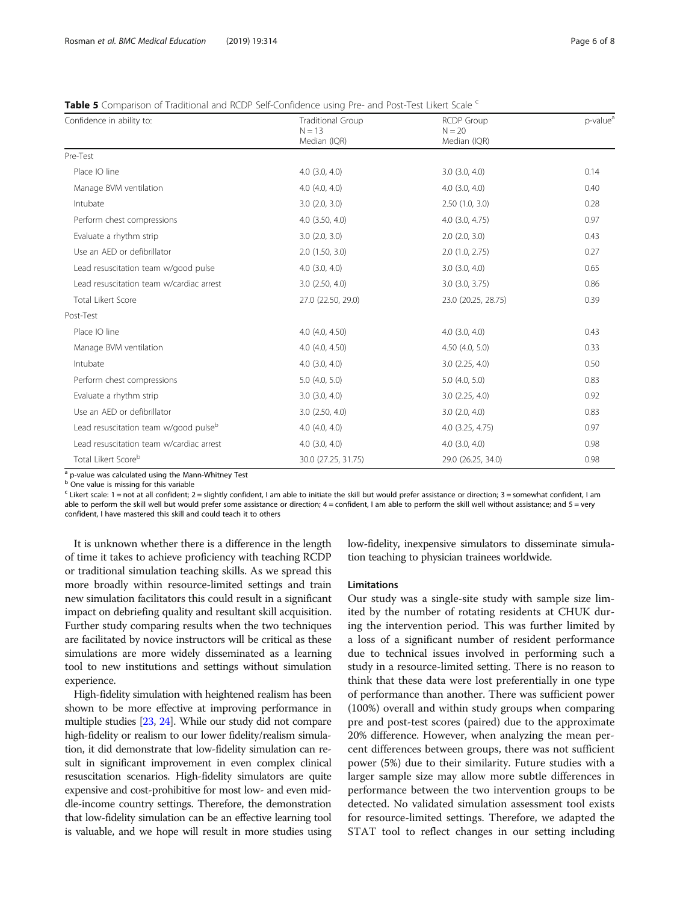**Table 5** Comparison of Traditional and RCDP Self-Confidence using Pre- and Post-Test Likert Scale [c]

| Confidence in ability to: | Traditional Group N = 13 Median (IQR) | RCDP Group N = 20 Median (IQR) | p-value[a] |
|---|---|---|---|
| Pre-Test | | | |
| Place IO line | 4.0 (3.0, 4.0) | 3.0 (3.0, 4.0) | 0.14 |
| Manage BVM ventilation | 4.0 (4.0, 4.0) | 4.0 (3.0, 4.0) | 0.40 |
| Intubate | 3.0 (2.0, 3.0) | 2.50 (1.0, 3.0) | 0.28 |
| Perform chest compressions | 4.0 (3.50, 4.0) | 4.0 (3.0, 4.75) | 0.97 |
| Evaluate a rhythm strip | 3.0 (2.0, 3.0) | 2.0 (2.0, 3.0) | 0.43 |
| Use an AED or defibrillator | 2.0 (1.50, 3.0) | 2.0 (1.0, 2.75) | 0.27 |
| Lead resuscitation team w/good pulse | 4.0 (3.0, 4.0) | 3.0 (3.0, 4.0) | 0.65 |
| Lead resuscitation team w/cardiac arrest | 3.0 (2.50, 4.0) | 3.0 (3.0, 3.75) | 0.86 |
| Total Likert Score | 27.0 (22.50, 29.0) | 23.0 (20.25, 28.75) | 0.39 |
| Post-Test | | | |
| Place IO line | 4.0 (4.0, 4.50) | 4.0 (3.0, 4.0) | 0.43 |
| Manage BVM ventilation | 4.0 (4.0, 4.50) | 4.50 (4.0, 5.0) | 0.33 |
| Intubate | 4.0 (3.0, 4.0) | 3.0 (2.25, 4.0) | 0.50 |
| Perform chest compressions | 5.0 (4.0, 5.0) | 5.0 (4.0, 5.0) | 0.83 |
| Evaluate a rhythm strip | 3.0 (3.0, 4.0) | 3.0 (2.25, 4.0) | 0.92 |
| Use an AED or defibrillator | 3.0 (2.50, 4.0) | 3.0 (2.0, 4.0) | 0.83 |
| Lead resuscitation team w/good pulse[b] | 4.0 (4.0, 4.0) | 4.0 (3.25, 4.75) | 0.97 |
| Lead resuscitation team w/cardiac arrest | 4.0 (3.0, 4.0) | 4.0 (3.0, 4.0) | 0.98 |
| Total Likert Score[b] | 30.0 (27.25, 31.75) | 29.0 (26.25, 34.0) | 0.98 |

[a] p-value was calculated using the Mann-Whitney Test
[b] One value is missing for this variable
[c] Likert scale: 1 = not at all confident; 2 = slightly confident, I am able to initiate the skill but would prefer assistance or direction; 3 = somewhat confident, I am able to perform the skill well but would prefer some assistance or direction; 4 = confident, I am able to perform the skill well without assistance; and 5 = very confident, I have mastered this skill and could teach it to others

It is unknown whether there is a difference in the length of time it takes to achieve proficiency with teaching RCDP or traditional simulation teaching skills. As we spread this more broadly within resource-limited settings and train new simulation facilitators this could result in a significant impact on debriefing quality and resultant skill acquisition. Further study comparing results when the two techniques are facilitated by novice instructors will be critical as these simulations are more widely disseminated as a learning tool to new institutions and settings without simulation experience.

High-fidelity simulation with heightened realism has been shown to be more effective at improving performance in multiple studies [23, 24]. While our study did not compare high-fidelity or realism to our lower fidelity/realism simulation, it did demonstrate that low-fidelity simulation can result in significant improvement in even complex clinical resuscitation scenarios. High-fidelity simulators are quite expensive and cost-prohibitive for most low- and even middle-income country settings. Therefore, the demonstration that low-fidelity simulation can be an effective learning tool is valuable, and we hope will result in more studies using low-fidelity, inexpensive simulators to disseminate simulation teaching to physician trainees worldwide.

## Limitations

Our study was a single-site study with sample size limited by the number of rotating residents at CHUK during the intervention period. This was further limited by a loss of a significant number of resident performance due to technical issues involved in performing such a study in a resource-limited setting. There is no reason to think that these data were lost preferentially in one type of performance than another. There was sufficient power (100%) overall and within study groups when comparing pre and post-test scores (paired) due to the approximate 20% difference. However, when analyzing the mean percent differences between groups, there was not sufficient power (5%) due to their similarity. Future studies with a larger sample size may allow more subtle differences in performance between the two intervention groups to be detected. No validated simulation assessment tool exists for resource-limited settings. Therefore, we adapted the STAT tool to reflect changes in our setting including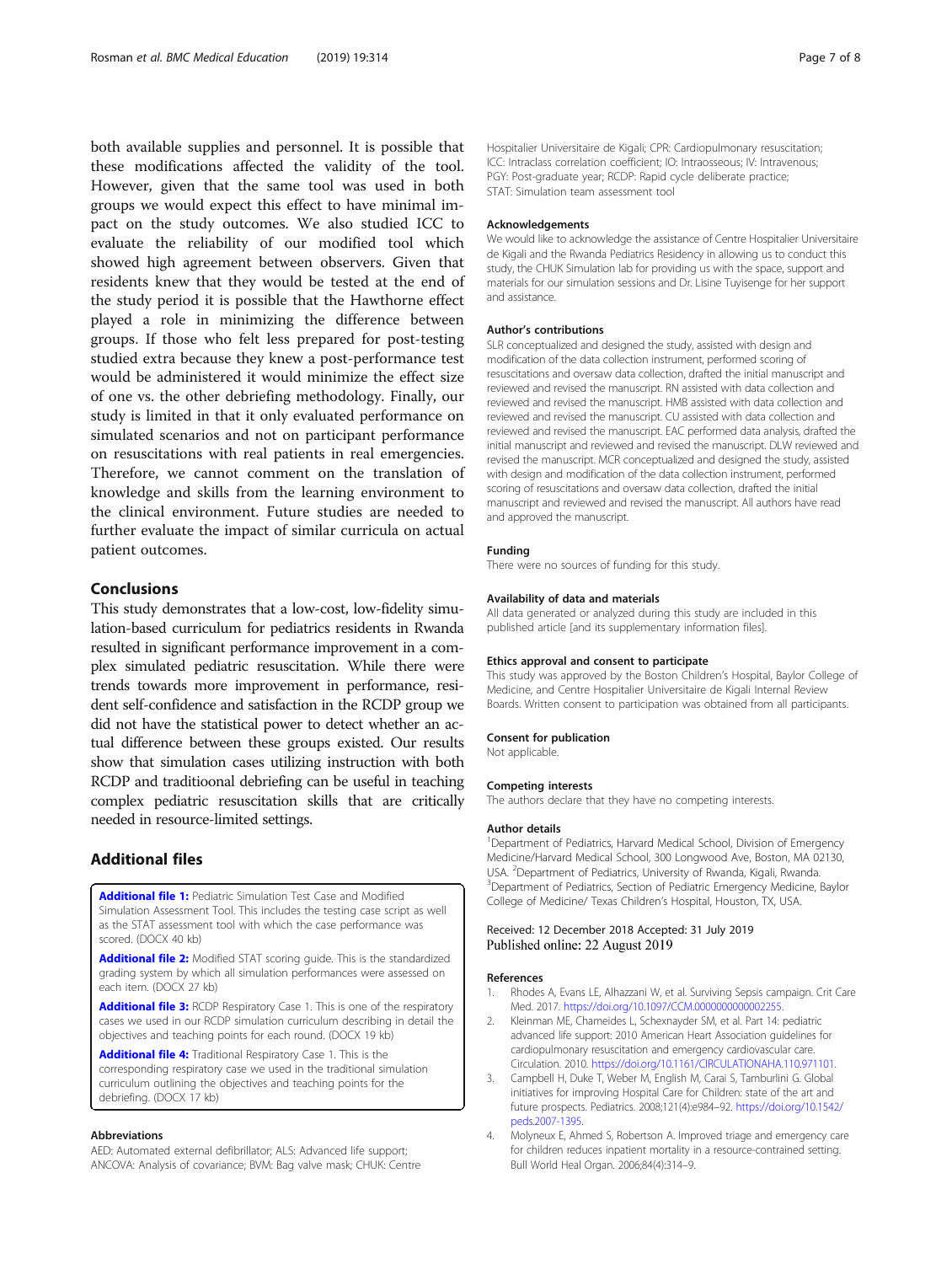both available supplies and personnel. It is possible that these modifications affected the validity of the tool. However, given that the same tool was used in both groups we would expect this effect to have minimal impact on the study outcomes. We also studied ICC to evaluate the reliability of our modified tool which showed high agreement between observers. Given that residents knew that they would be tested at the end of the study period it is possible that the Hawthorne effect played a role in minimizing the difference between groups. If those who felt less prepared for post-testing studied extra because they knew a post-performance test would be administered it would minimize the effect size of one vs. the other debriefing methodology. Finally, our study is limited in that it only evaluated performance on simulated scenarios and not on participant performance on resuscitations with real patients in real emergencies. Therefore, we cannot comment on the translation of knowledge and skills from the learning environment to the clinical environment. Future studies are needed to further evaluate the impact of similar curricula on actual patient outcomes.

## Conclusions

This study demonstrates that a low-cost, low-fidelity simulation-based curriculum for pediatrics residents in Rwanda resulted in significant performance improvement in a complex simulated pediatric resuscitation. While there were trends towards more improvement in performance, resident self-confidence and satisfaction in the RCDP group we did not have the statistical power to detect whether an actual difference between these groups existed. Our results show that simulation cases utilizing instruction with both RCDP and traditioonal debriefing can be useful in teaching complex pediatric resuscitation skills that are critically needed in resource-limited settings.

## Additional files

**Additional file 1:** Pediatric Simulation Test Case and Modified Simulation Assessment Tool. This includes the testing case script as well as the STAT assessment tool with which the case performance was scored. (DOCX 40 kb)

**Additional file 2:** Modified STAT scoring guide. This is the standardized grading system by which all simulation performances were assessed on each item. (DOCX 27 kb)

**Additional file 3:** RCDP Respiratory Case 1. This is one of the respiratory cases we used in our RCDP simulation curriculum describing in detail the objectives and teaching points for each round. (DOCX 19 kb)

**Additional file 4:** Traditional Respiratory Case 1. This is the corresponding respiratory case we used in the traditional simulation curriculum outlining the objectives and teaching points for the debriefing. (DOCX 17 kb)

#### Abbreviations

AED: Automated external defibrillator; ALS: Advanced life support; ANCOVA: Analysis of covariance; BVM: Bag valve mask; CHUK: Centre Hospitalier Universitaire de Kigali; CPR: Cardiopulmonary resuscitation; ICC: Intraclass correlation coefficient; IO: Intraosseous; IV: Intravenous; PGY: Post-graduate year; RCDP: Rapid cycle deliberate practice; STAT: Simulation team assessment tool

#### Acknowledgements

We would like to acknowledge the assistance of Centre Hospitalier Universitaire de Kigali and the Rwanda Pediatrics Residency in allowing us to conduct this study, the CHUK Simulation lab for providing us with the space, support and materials for our simulation sessions and Dr. Lisine Tuyisenge for her support and assistance.

#### Author's contributions

SLR conceptualized and designed the study, assisted with design and modification of the data collection instrument, performed scoring of resuscitations and oversaw data collection, drafted the initial manuscript and reviewed and revised the manuscript. RN assisted with data collection and reviewed and revised the manuscript. HMB assisted with data collection and reviewed and revised the manuscript. CU assisted with data collection and reviewed and revised the manuscript. EAC performed data analysis, drafted the initial manuscript and reviewed and revised the manuscript. DLW reviewed and revised the manuscript. MCR conceptualized and designed the study, assisted with design and modification of the data collection instrument, performed scoring of resuscitations and oversaw data collection, drafted the initial manuscript and reviewed and revised the manuscript. All authors have read and approved the manuscript.

#### Funding

There were no sources of funding for this study.

#### Availability of data and materials

All data generated or analyzed during this study are included in this published article [and its supplementary information files].

#### Ethics approval and consent to participate

This study was approved by the Boston Children's Hospital, Baylor College of Medicine, and Centre Hospitalier Universitaire de Kigali Internal Review Boards. Written consent to participation was obtained from all participants.

#### Consent for publication

Not applicable.

#### Competing interests

The authors declare that they have no competing interests.

#### Author details

[1]Department of Pediatrics, Harvard Medical School, Division of Emergency Medicine/Harvard Medical School, 300 Longwood Ave, Boston, MA 02130, USA. [2]Department of Pediatrics, University of Rwanda, Kigali, Rwanda. [3]Department of Pediatrics, Section of Pediatric Emergency Medicine, Baylor College of Medicine/ Texas Children's Hospital, Houston, TX, USA.

Received: 12 December 2018 Accepted: 31 July 2019
Published online: 22 August 2019

#### References

1. Rhodes A, Evans LE, Alhazzani W, et al. Surviving Sepsis campaign. Crit Care Med. 2017. https://doi.org/10.1097/CCM.0000000000002255.
2. Kleinman ME, Chameides L, Schexnayder SM, et al. Part 14: pediatric advanced life support: 2010 American Heart Association guidelines for cardiopulmonary resuscitation and emergency cardiovascular care. Circulation. 2010. https://doi.org/10.1161/CIRCULATIONAHA.110.971101.
3. Campbell H, Duke T, Weber M, English M, Carai S, Tamburlini G. Global initiatives for improving Hospital Care for Children: state of the art and future prospects. Pediatrics. 2008;121(4):e984–92. https://doi.org/10.1542/peds.2007-1395.
4. Molyneux E, Ahmed S, Robertson A. Improved triage and emergency care for children reduces inpatient mortality in a resource-contrained setting. Bull World Heal Organ. 2006;84(4):314–9.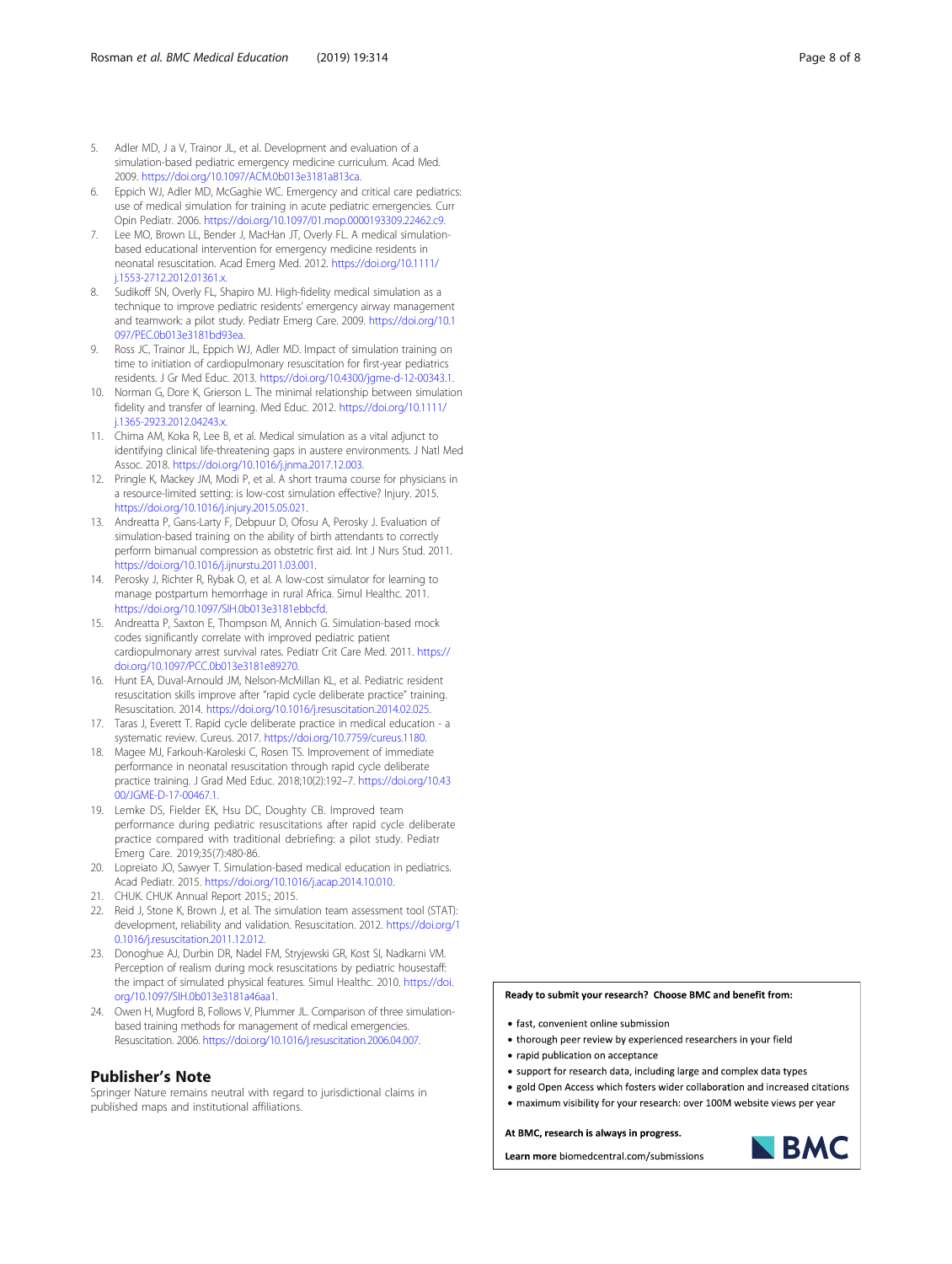5. Adler MD, J a V, Trainor JL, et al. Development and evaluation of a simulation-based pediatric emergency medicine curriculum. Acad Med. 2009. https://doi.org/10.1097/ACM.0b013e3181a813ca.
6. Eppich WJ, Adler MD, McGaghie WC. Emergency and critical care pediatrics: use of medical simulation for training in acute pediatric emergencies. Curr Opin Pediatr. 2006. https://doi.org/10.1097/01.mop.0000193309.22462.c9.
7. Lee MO, Brown LL, Bender J, MacHan JT, Overly FL. A medical simulation-based educational intervention for emergency medicine residents in neonatal resuscitation. Acad Emerg Med. 2012. https://doi.org/10.1111/j.1553-2712.2012.01361.x.
8. Sudikoff SN, Overly FL, Shapiro MJ. High-fidelity medical simulation as a technique to improve pediatric residents' emergency airway management and teamwork: a pilot study. Pediatr Emerg Care. 2009. https://doi.org/10.1097/PEC.0b013e3181bd93ea.
9. Ross JC, Trainor JL, Eppich WJ, Adler MD. Impact of simulation training on time to initiation of cardiopulmonary resuscitation for first-year pediatrics residents. J Gr Med Educ. 2013. https://doi.org/10.4300/jgme-d-12-00343.1.
10. Norman G, Dore K, Grierson L. The minimal relationship between simulation fidelity and transfer of learning. Med Educ. 2012. https://doi.org/10.1111/j.1365-2923.2012.04243.x.
11. Chima AM, Koka R, Lee B, et al. Medical simulation as a vital adjunct to identifying clinical life-threatening gaps in austere environments. J Natl Med Assoc. 2018. https://doi.org/10.1016/j.jnma.2017.12.003.
12. Pringle K, Mackey JM, Modi P, et al. A short trauma course for physicians in a resource-limited setting: is low-cost simulation effective? Injury. 2015. https://doi.org/10.1016/j.injury.2015.05.021.
13. Andreatta P, Gans-Larty F, Debpuur D, Ofosu A, Perosky J. Evaluation of simulation-based training on the ability of birth attendants to correctly perform bimanual compression as obstetric first aid. Int J Nurs Stud. 2011. https://doi.org/10.1016/j.ijnurstu.2011.03.001.
14. Perosky J, Richter R, Rybak O, et al. A low-cost simulator for learning to manage postpartum hemorrhage in rural Africa. Simul Healthc. 2011. https://doi.org/10.1097/SIH.0b013e3181ebbcfd.
15. Andreatta P, Saxton E, Thompson M, Annich G. Simulation-based mock codes significantly correlate with improved pediatric patient cardiopulmonary arrest survival rates. Pediatr Crit Care Med. 2011. https://doi.org/10.1097/PCC.0b013e3181e89270.
16. Hunt EA, Duval-Arnould JM, Nelson-McMillan KL, et al. Pediatric resident resuscitation skills improve after "rapid cycle deliberate practice" training. Resuscitation. 2014. https://doi.org/10.1016/j.resuscitation.2014.02.025.
17. Taras J, Everett T. Rapid cycle deliberate practice in medical education - a systematic review. Cureus. 2017. https://doi.org/10.7759/cureus.1180.
18. Magee MJ, Farkouh-Karoleski C, Rosen TS. Improvement of immediate performance in neonatal resuscitation through rapid cycle deliberate practice training. J Grad Med Educ. 2018;10(2):192–7. https://doi.org/10.4300/JGME-D-17-00467.1.
19. Lemke DS, Fielder EK, Hsu DC, Doughty CB. Improved team performance during pediatric resuscitations after rapid cycle deliberate practice compared with traditional debriefing: a pilot study. Pediatr Emerg Care. 2019;35(7):480-86.
20. Lopreiato JO, Sawyer T. Simulation-based medical education in pediatrics. Acad Pediatr. 2015. https://doi.org/10.1016/j.acap.2014.10.010.
21. CHUK. CHUK Annual Report 2015.; 2015.
22. Reid J, Stone K, Brown J, et al. The simulation team assessment tool (STAT): development, reliability and validation. Resuscitation. 2012. https://doi.org/10.1016/j.resuscitation.2011.12.012.
23. Donoghue AJ, Durbin DR, Nadel FM, Stryjewski GR, Kost SI, Nadkarni VM. Perception of realism during mock resuscitations by pediatric housestaff: the impact of simulated physical features. Simul Healthc. 2010. https://doi.org/10.1097/SIH.0b013e3181a46aa1.
24. Owen H, Mugford B, Follows V, Plummer JL. Comparison of three simulation-based training methods for management of medical emergencies. Resuscitation. 2006. https://doi.org/10.1016/j.resuscitation.2006.04.007.

## Publisher's Note

Springer Nature remains neutral with regard to jurisdictional claims in published maps and institutional affiliations.

**Ready to submit your research? Choose BMC and benefit from:**

- fast, convenient online submission
- thorough peer review by experienced researchers in your field
- rapid publication on acceptance
- support for research data, including large and complex data types
- gold Open Access which fosters wider collaboration and increased citations
- maximum visibility for your research: over 100M website views per year

**At BMC, research is always in progress.**

**Learn more** biomedcentral.com/submissions

BMC